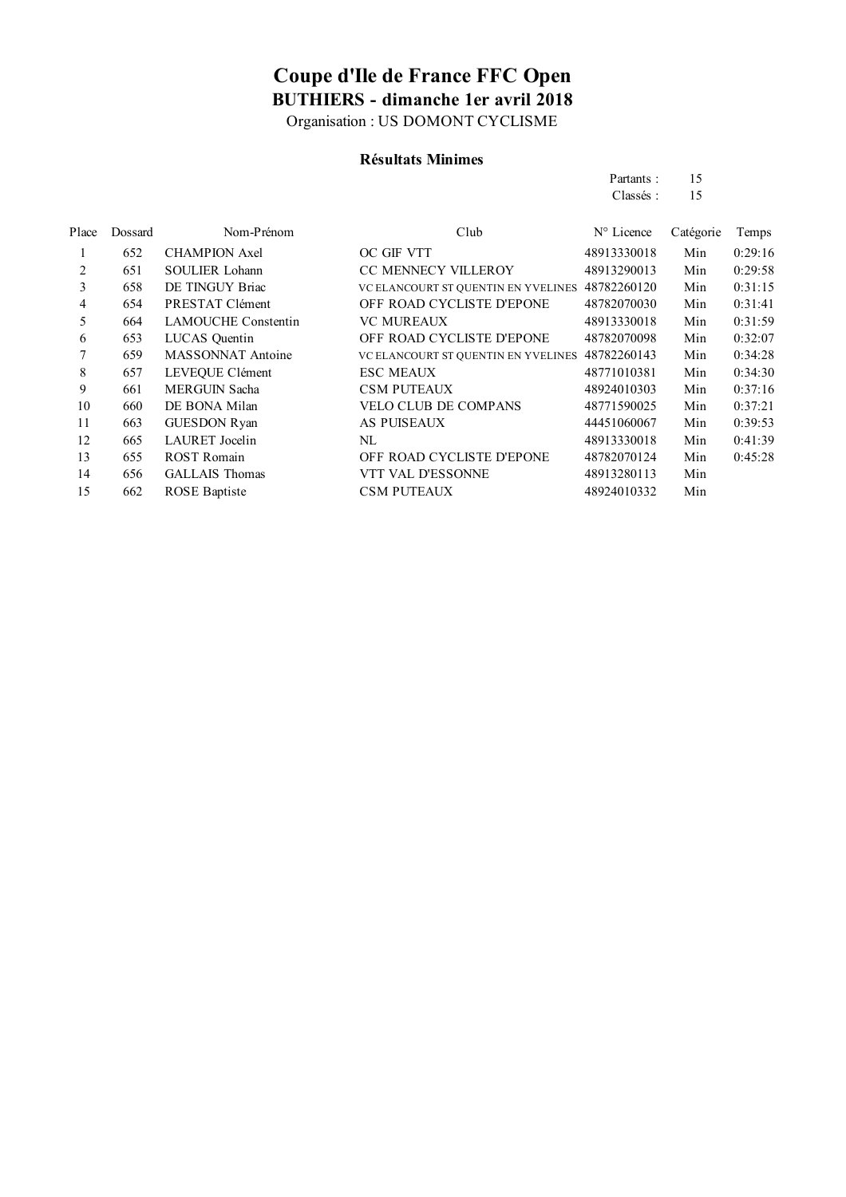# Coupe d'Ile de France FFC Open

## BUTHIERS - dimanche 1er avril 2018

Organisation : US DOMONT CYCLISME

### Résultats Minimes

Partants : 15
Classés : 15

| Place | Dossard | Nom-Prénom | Club | N° Licence | Catégorie | Temps |
|---|---|---|---|---|---|---|
| 1 | 652 | CHAMPION Axel | OC GIF VTT | 48913330018 | Min | 0:29:16 |
| 2 | 651 | SOULIER Lohann | CC MENNECY VILLEROY | 48913290013 | Min | 0:29:58 |
| 3 | 658 | DE TINGUY Briac | VC ELANCOURT ST QUENTIN EN YVELINES | 48782260120 | Min | 0:31:15 |
| 4 | 654 | PRESTAT Clément | OFF ROAD CYCLISTE D'EPONE | 48782070030 | Min | 0:31:41 |
| 5 | 664 | LAMOUCHE Constentin | VC MUREAUX | 48913330018 | Min | 0:31:59 |
| 6 | 653 | LUCAS Quentin | OFF ROAD CYCLISTE D'EPONE | 48782070098 | Min | 0:32:07 |
| 7 | 659 | MASSONNAT Antoine | VC ELANCOURT ST QUENTIN EN YVELINES | 48782260143 | Min | 0:34:28 |
| 8 | 657 | LEVEQUE Clément | ESC MEAUX | 48771010381 | Min | 0:34:30 |
| 9 | 661 | MERGUIN Sacha | CSM PUTEAUX | 48924010303 | Min | 0:37:16 |
| 10 | 660 | DE BONA Milan | VELO CLUB DE COMPANS | 48771590025 | Min | 0:37:21 |
| 11 | 663 | GUESDON Ryan | AS PUISEAUX | 44451060067 | Min | 0:39:53 |
| 12 | 665 | LAURET Jocelin | NL | 48913330018 | Min | 0:41:39 |
| 13 | 655 | ROST Romain | OFF ROAD CYCLISTE D'EPONE | 48782070124 | Min | 0:45:28 |
| 14 | 656 | GALLAIS Thomas | VTT VAL D'ESSONNE | 48913280113 | Min | |
| 15 | 662 | ROSE Baptiste | CSM PUTEAUX | 48924010332 | Min | |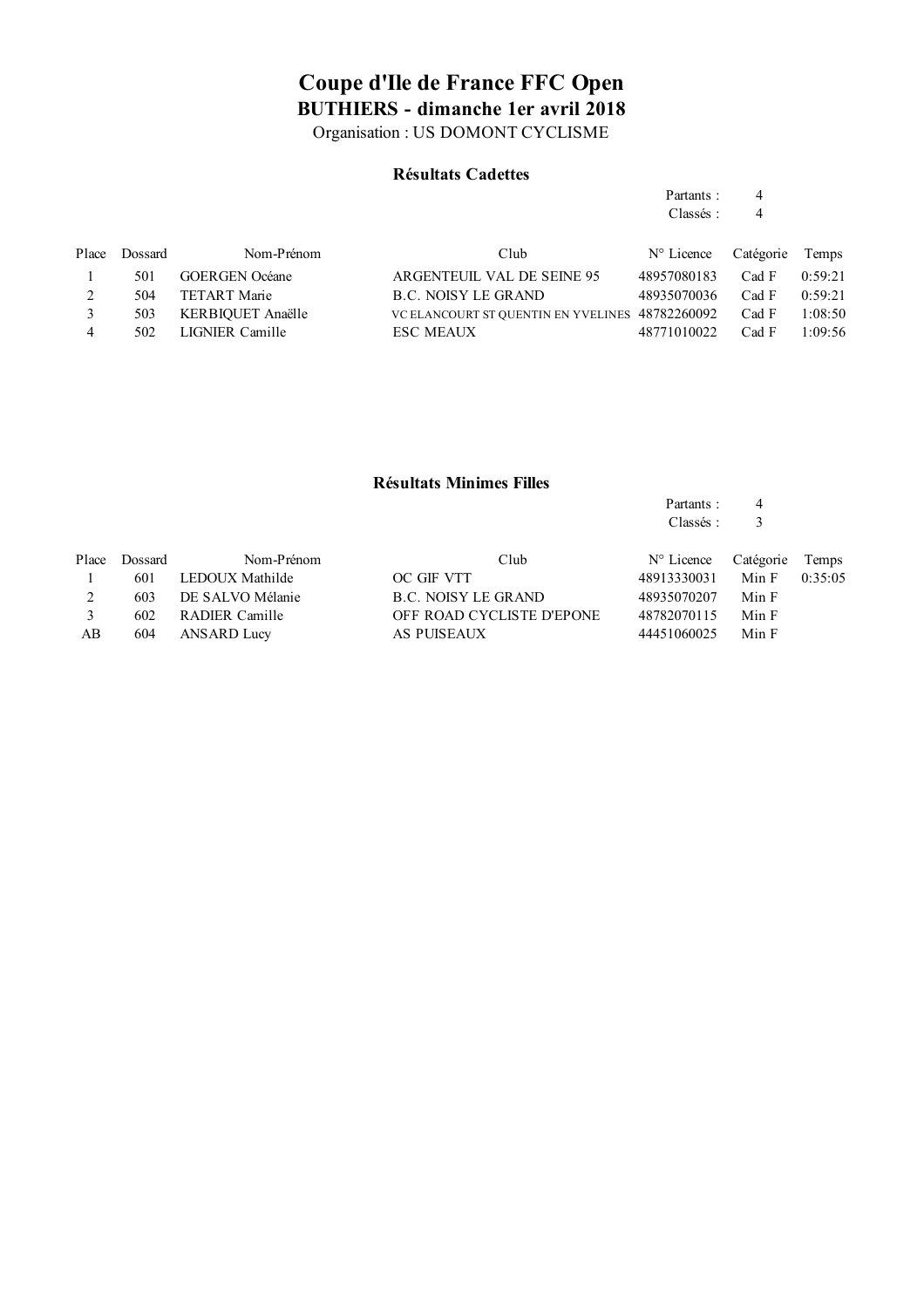# Coupe d'Ile de France FFC Open

## BUTHIERS - dimanche 1er avril 2018

Organisation : US DOMONT CYCLISME

### Résultats Cadettes

Partants : 4
Classés : 4

| Place | Dossard | Nom-Prénom | Club | N° Licence | Catégorie | Temps |
|---|---|---|---|---|---|---|
| 1 | 501 | GOERGEN Océane | ARGENTEUIL VAL DE SEINE 95 | 48957080183 | Cad F | 0:59:21 |
| 2 | 504 | TETART Marie | B.C. NOISY LE GRAND | 48935070036 | Cad F | 0:59:21 |
| 3 | 503 | KERBIQUET Anaëlle | VC ELANCOURT ST QUENTIN EN YVELINES | 48782260092 | Cad F | 1:08:50 |
| 4 | 502 | LIGNIER Camille | ESC MEAUX | 48771010022 | Cad F | 1:09:56 |

### Résultats Minimes Filles

Partants : 4
Classés : 3

| Place | Dossard | Nom-Prénom | Club | N° Licence | Catégorie | Temps |
|---|---|---|---|---|---|---|
| 1 | 601 | LEDOUX Mathilde | OC GIF VTT | 48913330031 | Min F | 0:35:05 |
| 2 | 603 | DE SALVO Mélanie | B.C. NOISY LE GRAND | 48935070207 | Min F | |
| 3 | 602 | RADIER Camille | OFF ROAD CYCLISTE D'EPONE | 48782070115 | Min F | |
| AB | 604 | ANSARD Lucy | AS PUISEAUX | 44451060025 | Min F | |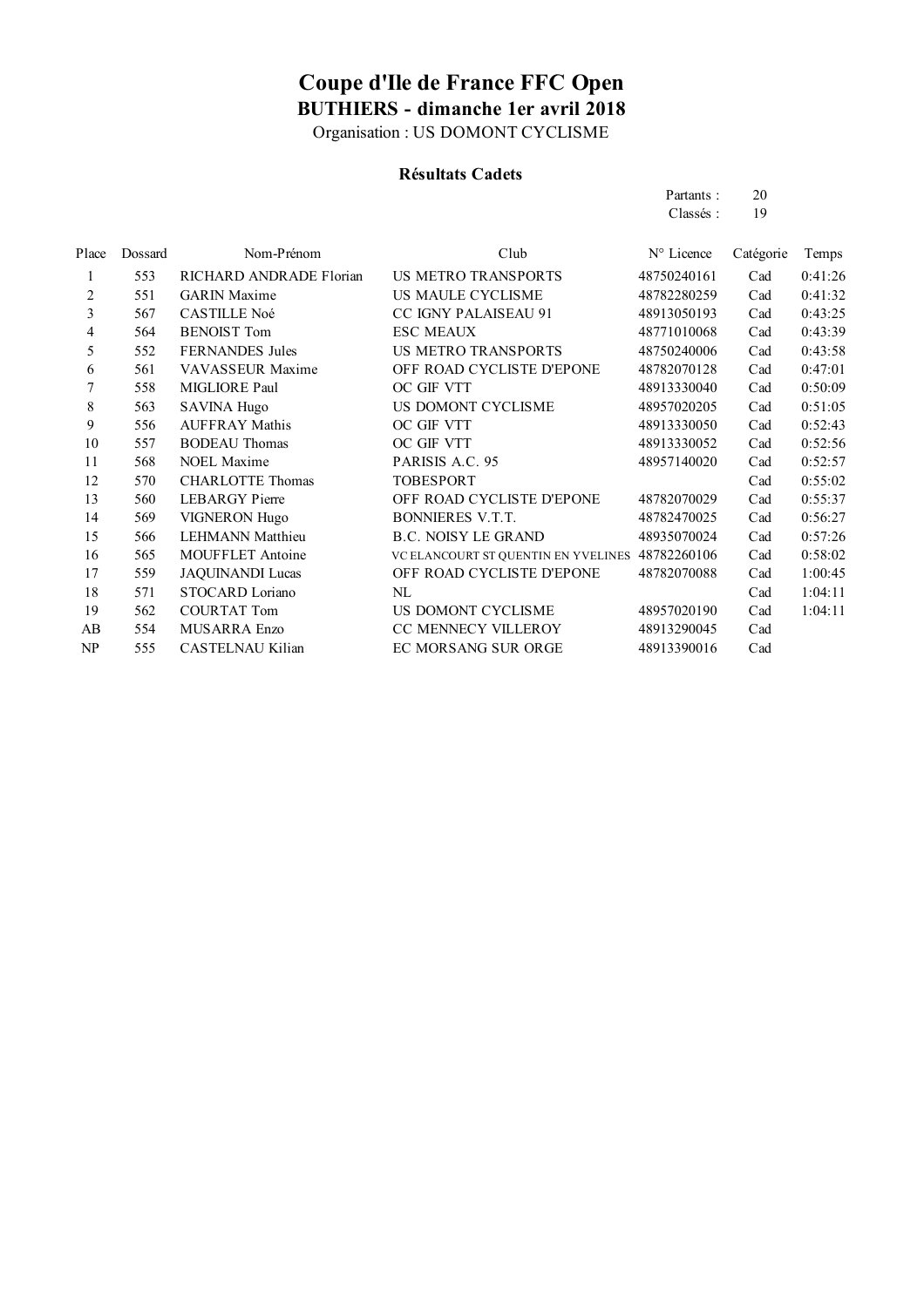# Coupe d'Ile de France FFC Open

## BUTHIERS - dimanche 1er avril 2018

Organisation : US DOMONT CYCLISME

### Résultats Cadets

Partants : 20
Classés : 19

| Place | Dossard | Nom-Prénom | Club | N° Licence | Catégorie | Temps |
|---|---|---|---|---|---|---|
| 1 | 553 | RICHARD ANDRADE Florian | US METRO TRANSPORTS | 48750240161 | Cad | 0:41:26 |
| 2 | 551 | GARIN Maxime | US MAULE CYCLISME | 48782280259 | Cad | 0:41:32 |
| 3 | 567 | CASTILLE Noé | CC IGNY PALAISEAU 91 | 48913050193 | Cad | 0:43:25 |
| 4 | 564 | BENOIST Tom | ESC MEAUX | 48771010068 | Cad | 0:43:39 |
| 5 | 552 | FERNANDES Jules | US METRO TRANSPORTS | 48750240006 | Cad | 0:43:58 |
| 6 | 561 | VAVASSEUR Maxime | OFF ROAD CYCLISTE D'EPONE | 48782070128 | Cad | 0:47:01 |
| 7 | 558 | MIGLIORE Paul | OC GIF VTT | 48913330040 | Cad | 0:50:09 |
| 8 | 563 | SAVINA Hugo | US DOMONT CYCLISME | 48957020205 | Cad | 0:51:05 |
| 9 | 556 | AUFFRAY Mathis | OC GIF VTT | 48913330050 | Cad | 0:52:43 |
| 10 | 557 | BODEAU Thomas | OC GIF VTT | 48913330052 | Cad | 0:52:56 |
| 11 | 568 | NOEL Maxime | PARISIS A.C. 95 | 48957140020 | Cad | 0:52:57 |
| 12 | 570 | CHARLOTTE Thomas | TOBESPORT | | Cad | 0:55:02 |
| 13 | 560 | LEBARGY Pierre | OFF ROAD CYCLISTE D'EPONE | 48782070029 | Cad | 0:55:37 |
| 14 | 569 | VIGNERON Hugo | BONNIERES V.T.T. | 48782470025 | Cad | 0:56:27 |
| 15 | 566 | LEHMANN Matthieu | B.C. NOISY LE GRAND | 48935070024 | Cad | 0:57:26 |
| 16 | 565 | MOUFFLET Antoine | VC ELANCOURT ST QUENTIN EN YVELINES | 48782260106 | Cad | 0:58:02 |
| 17 | 559 | JAQUINANDI Lucas | OFF ROAD CYCLISTE D'EPONE | 48782070088 | Cad | 1:00:45 |
| 18 | 571 | STOCARD Loriano | NL | | Cad | 1:04:11 |
| 19 | 562 | COURTAT Tom | US DOMONT CYCLISME | 48957020190 | Cad | 1:04:11 |
| AB | 554 | MUSARRA Enzo | CC MENNECY VILLEROY | 48913290045 | Cad | |
| NP | 555 | CASTELNAU Kilian | EC MORSANG SUR ORGE | 48913390016 | Cad | |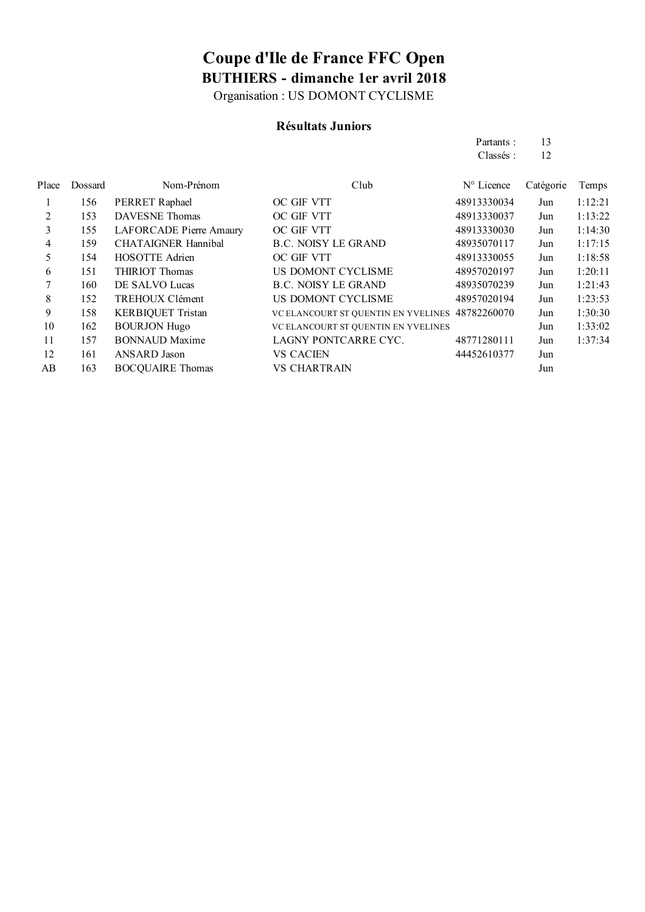# Coupe d'Ile de France FFC Open

## BUTHIERS - dimanche 1er avril 2018

Organisation : US DOMONT CYCLISME

### Résultats Juniors

Partants : 13
Classés : 12

| Place | Dossard | Nom-Prénom | Club | N° Licence | Catégorie | Temps |
|---|---|---|---|---|---|---|
| 1 | 156 | PERRET Raphael | OC GIF VTT | 48913330034 | Jun | 1:12:21 |
| 2 | 153 | DAVESNE Thomas | OC GIF VTT | 48913330037 | Jun | 1:13:22 |
| 3 | 155 | LAFORCADE Pierre Amaury | OC GIF VTT | 48913330030 | Jun | 1:14:30 |
| 4 | 159 | CHATAIGNER Hannibal | B.C. NOISY LE GRAND | 48935070117 | Jun | 1:17:15 |
| 5 | 154 | HOSOTTE Adrien | OC GIF VTT | 48913330055 | Jun | 1:18:58 |
| 6 | 151 | THIRIOT Thomas | US DOMONT CYCLISME | 48957020197 | Jun | 1:20:11 |
| 7 | 160 | DE SALVO Lucas | B.C. NOISY LE GRAND | 48935070239 | Jun | 1:21:43 |
| 8 | 152 | TREHOUX Clément | US DOMONT CYCLISME | 48957020194 | Jun | 1:23:53 |
| 9 | 158 | KERBIQUET Tristan | VC ELANCOURT ST QUENTIN EN YVELINES | 48782260070 | Jun | 1:30:30 |
| 10 | 162 | BOURJON Hugo | VC ELANCOURT ST QUENTIN EN YVELINES | | Jun | 1:33:02 |
| 11 | 157 | BONNAUD Maxime | LAGNY PONTCARRE CYC. | 48771280111 | Jun | 1:37:34 |
| 12 | 161 | ANSARD Jason | VS CACIEN | 44452610377 | Jun | |
| AB | 163 | BOCQUAIRE Thomas | VS CHARTRAIN | | Jun | |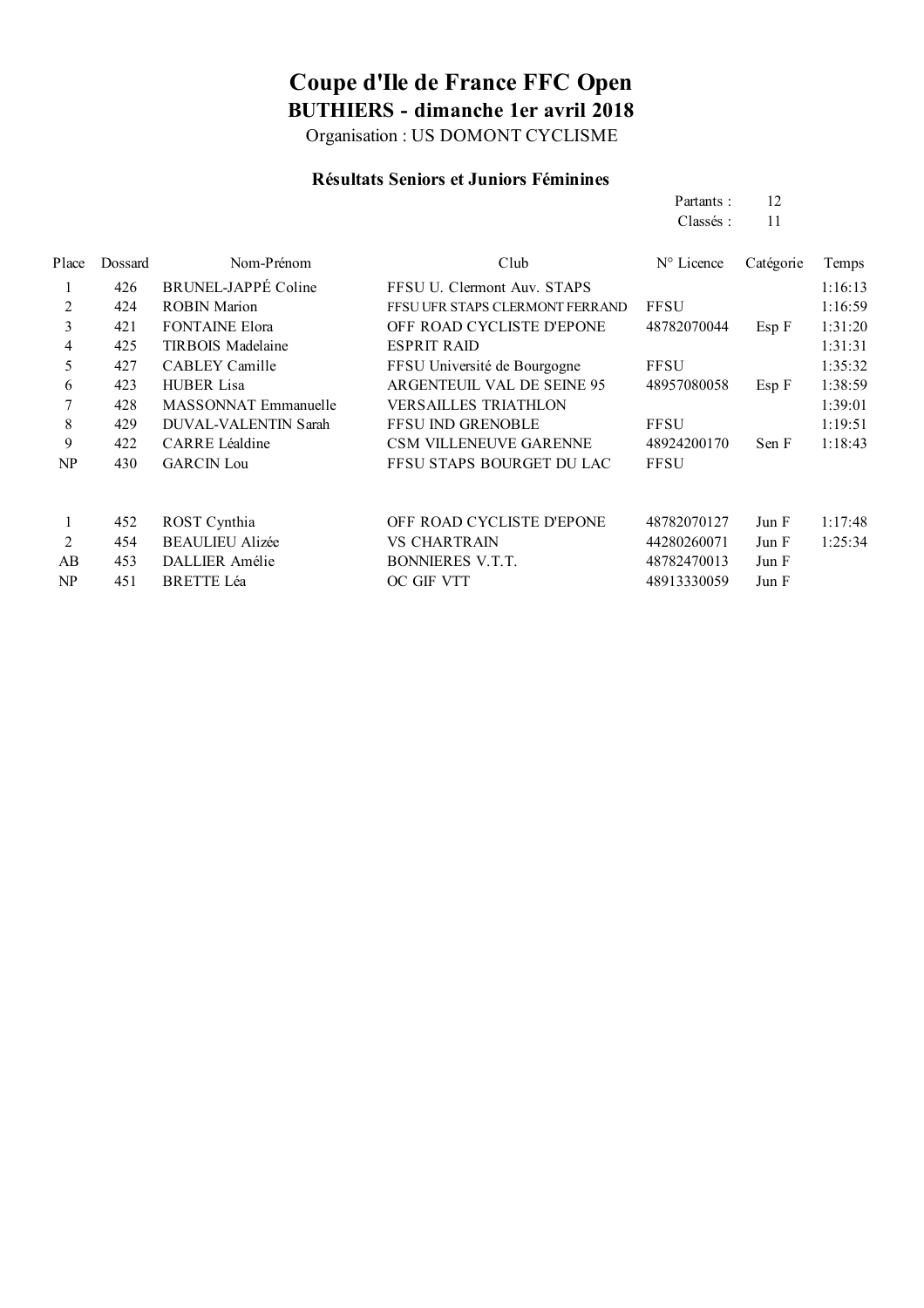# Coupe d'Ile de France FFC Open

## BUTHIERS - dimanche 1er avril 2018

Organisation : US DOMONT CYCLISME

### Résultats Seniors et Juniors Féminines

Partants : 12
Classés : 11

| Place | Dossard | Nom-Prénom | Club | N° Licence | Catégorie | Temps |
|---|---|---|---|---|---|---|
| 1 | 426 | BRUNEL-JAPPÉ Coline | FFSU U. Clermont Auv. STAPS | | | 1:16:13 |
| 2 | 424 | ROBIN Marion | FFSU UFR STAPS CLERMONT FERRAND | FFSU | | 1:16:59 |
| 3 | 421 | FONTAINE Elora | OFF ROAD CYCLISTE D'EPONE | 48782070044 | Esp F | 1:31:20 |
| 4 | 425 | TIRBOIS Madelaine | ESPRIT RAID | | | 1:31:31 |
| 5 | 427 | CABLEY Camille | FFSU Université de Bourgogne | FFSU | | 1:35:32 |
| 6 | 423 | HUBER Lisa | ARGENTEUIL VAL DE SEINE 95 | 48957080058 | Esp F | 1:38:59 |
| 7 | 428 | MASSONNAT Emmanuelle | VERSAILLES TRIATHLON | | | 1:39:01 |
| 8 | 429 | DUVAL-VALENTIN Sarah | FFSU IND GRENOBLE | FFSU | | 1:19:51 |
| 9 | 422 | CARRE Léaldine | CSM VILLENEUVE GARENNE | 48924200170 | Sen F | 1:18:43 |
| NP | 430 | GARCIN Lou | FFSU STAPS BOURGET DU LAC | FFSU | | |
| | | | | | | |
| 1 | 452 | ROST Cynthia | OFF ROAD CYCLISTE D'EPONE | 48782070127 | Jun F | 1:17:48 |
| 2 | 454 | BEAULIEU Alizée | VS CHARTRAIN | 44280260071 | Jun F | 1:25:34 |
| AB | 453 | DALLIER Amélie | BONNIERES V.T.T. | 48782470013 | Jun F | |
| NP | 451 | BRETTE Léa | OC GIF VTT | 48913330059 | Jun F | |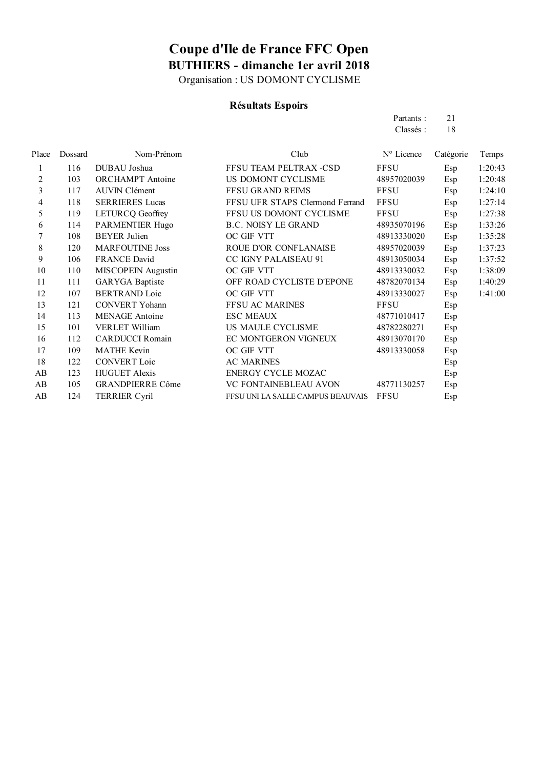# Coupe d'Ile de France FFC Open

## BUTHIERS - dimanche 1er avril 2018

Organisation : US DOMONT CYCLISME

### Résultats Espoirs

Partants : 21
Classés : 18

| Place | Dossard | Nom-Prénom | Club | N° Licence | Catégorie | Temps |
|---|---|---|---|---|---|---|
| 1 | 116 | DUBAU Joshua | FFSU TEAM PELTRAX -CSD | FFSU | Esp | 1:20:43 |
| 2 | 103 | ORCHAMPT Antoine | US DOMONT CYCLISME | 48957020039 | Esp | 1:20:48 |
| 3 | 117 | AUVIN Clément | FFSU GRAND REIMS | FFSU | Esp | 1:24:10 |
| 4 | 118 | SERRIERES Lucas | FFSU UFR STAPS Clermond Ferrand | FFSU | Esp | 1:27:14 |
| 5 | 119 | LETURCQ Geoffrey | FFSU US DOMONT CYCLISME | FFSU | Esp | 1:27:38 |
| 6 | 114 | PARMENTIER Hugo | B.C. NOISY LE GRAND | 48935070196 | Esp | 1:33:26 |
| 7 | 108 | BEYER Julien | OC GIF VTT | 48913330020 | Esp | 1:35:28 |
| 8 | 120 | MARFOUTINE Joss | ROUE D'OR CONFLANAISE | 48957020039 | Esp | 1:37:23 |
| 9 | 106 | FRANCE David | CC IGNY PALAISEAU 91 | 48913050034 | Esp | 1:37:52 |
| 10 | 110 | MISCOPEIN Augustin | OC GIF VTT | 48913330032 | Esp | 1:38:09 |
| 11 | 111 | GARYGA Baptiste | OFF ROAD CYCLISTE D'EPONE | 48782070134 | Esp | 1:40:29 |
| 12 | 107 | BERTRAND Loic | OC GIF VTT | 48913330027 | Esp | 1:41:00 |
| 13 | 121 | CONVERT Yohann | FFSU AC MARINES | FFSU | Esp | |
| 14 | 113 | MENAGE Antoine | ESC MEAUX | 48771010417 | Esp | |
| 15 | 101 | VERLET William | US MAULE CYCLISME | 48782280271 | Esp | |
| 16 | 112 | CARDUCCI Romain | EC MONTGERON VIGNEUX | 48913070170 | Esp | |
| 17 | 109 | MATHE Kevin | OC GIF VTT | 48913330058 | Esp | |
| 18 | 122 | CONVERT Loic | AC MARINES | | Esp | |
| AB | 123 | HUGUET Alexis | ENERGY CYCLE MOZAC | | Esp | |
| AB | 105 | GRANDPIERRE Côme | VC FONTAINEBLEAU AVON | 48771130257 | Esp | |
| AB | 124 | TERRIER Cyril | FFSU UNI LA SALLE CAMPUS BEAUVAIS | FFSU | Esp | |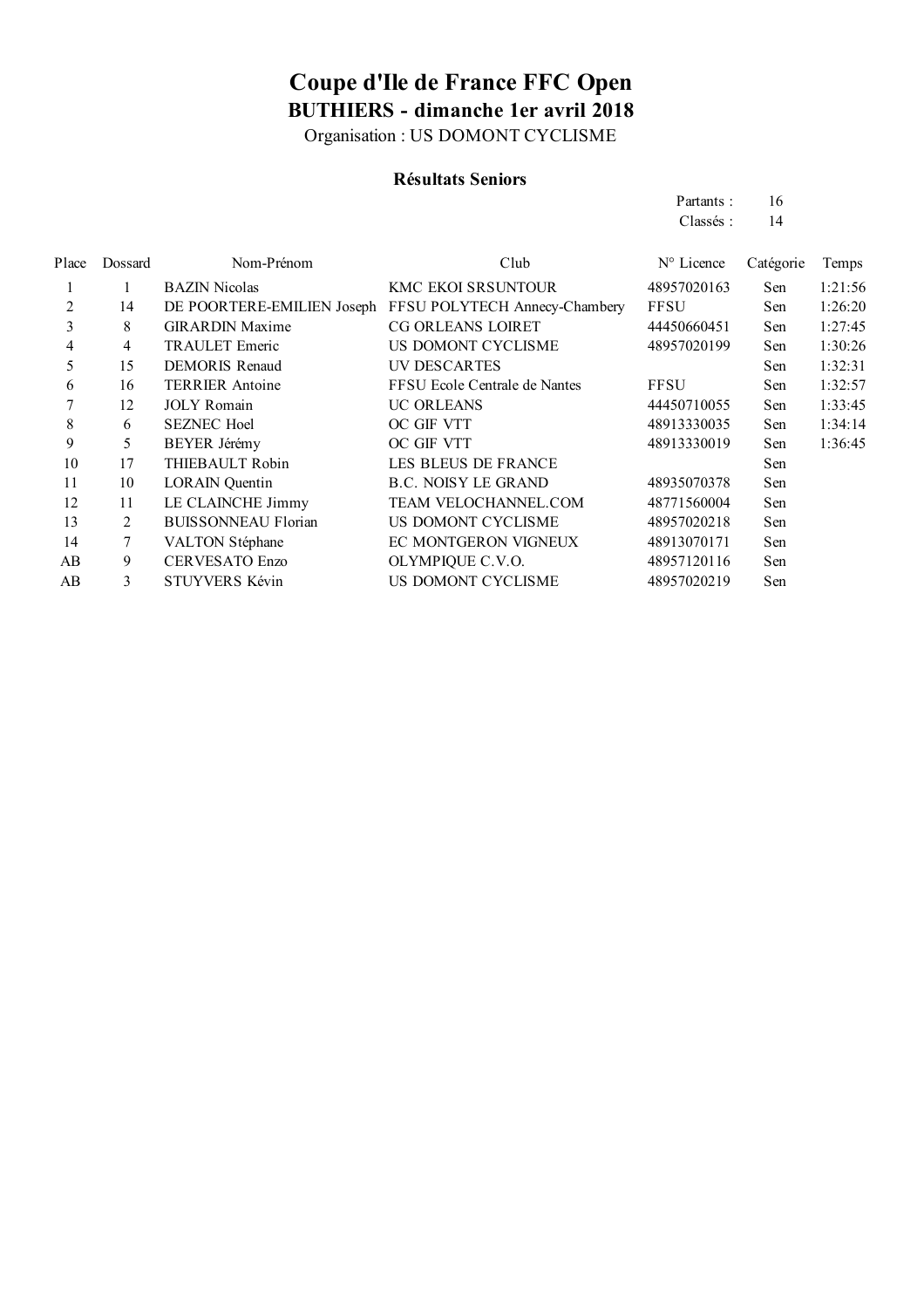# Coupe d'Ile de France FFC Open

## BUTHIERS - dimanche 1er avril 2018

Organisation : US DOMONT CYCLISME

### Résultats Seniors

Partants : 16
Classés : 14

| Place | Dossard | Nom-Prénom | Club | N° Licence | Catégorie | Temps |
|---|---|---|---|---|---|---|
| 1 | 1 | BAZIN Nicolas | KMC EKOI SRSUNTOUR | 48957020163 | Sen | 1:21:56 |
| 2 | 14 | DE POORTERE-EMILIEN Joseph | FFSU POLYTECH Annecy-Chambery | FFSU | Sen | 1:26:20 |
| 3 | 8 | GIRARDIN Maxime | CG ORLEANS LOIRET | 44450660451 | Sen | 1:27:45 |
| 4 | 4 | TRAULET Emeric | US DOMONT CYCLISME | 48957020199 | Sen | 1:30:26 |
| 5 | 15 | DEMORIS Renaud | UV DESCARTES | | Sen | 1:32:31 |
| 6 | 16 | TERRIER Antoine | FFSU Ecole Centrale de Nantes | FFSU | Sen | 1:32:57 |
| 7 | 12 | JOLY Romain | UC ORLEANS | 44450710055 | Sen | 1:33:45 |
| 8 | 6 | SEZNEC Hoel | OC GIF VTT | 48913330035 | Sen | 1:34:14 |
| 9 | 5 | BEYER Jérémy | OC GIF VTT | 48913330019 | Sen | 1:36:45 |
| 10 | 17 | THIEBAULT Robin | LES BLEUS DE FRANCE | | Sen | |
| 11 | 10 | LORAIN Quentin | B.C. NOISY LE GRAND | 48935070378 | Sen | |
| 12 | 11 | LE CLAINCHE Jimmy | TEAM VELOCHANNEL.COM | 48771560004 | Sen | |
| 13 | 2 | BUISSONNEAU Florian | US DOMONT CYCLISME | 48957020218 | Sen | |
| 14 | 7 | VALTON Stéphane | EC MONTGERON VIGNEUX | 48913070171 | Sen | |
| AB | 9 | CERVESATO Enzo | OLYMPIQUE C.V.O. | 48957120116 | Sen | |
| AB | 3 | STUYVERS Kévin | US DOMONT CYCLISME | 48957020219 | Sen | |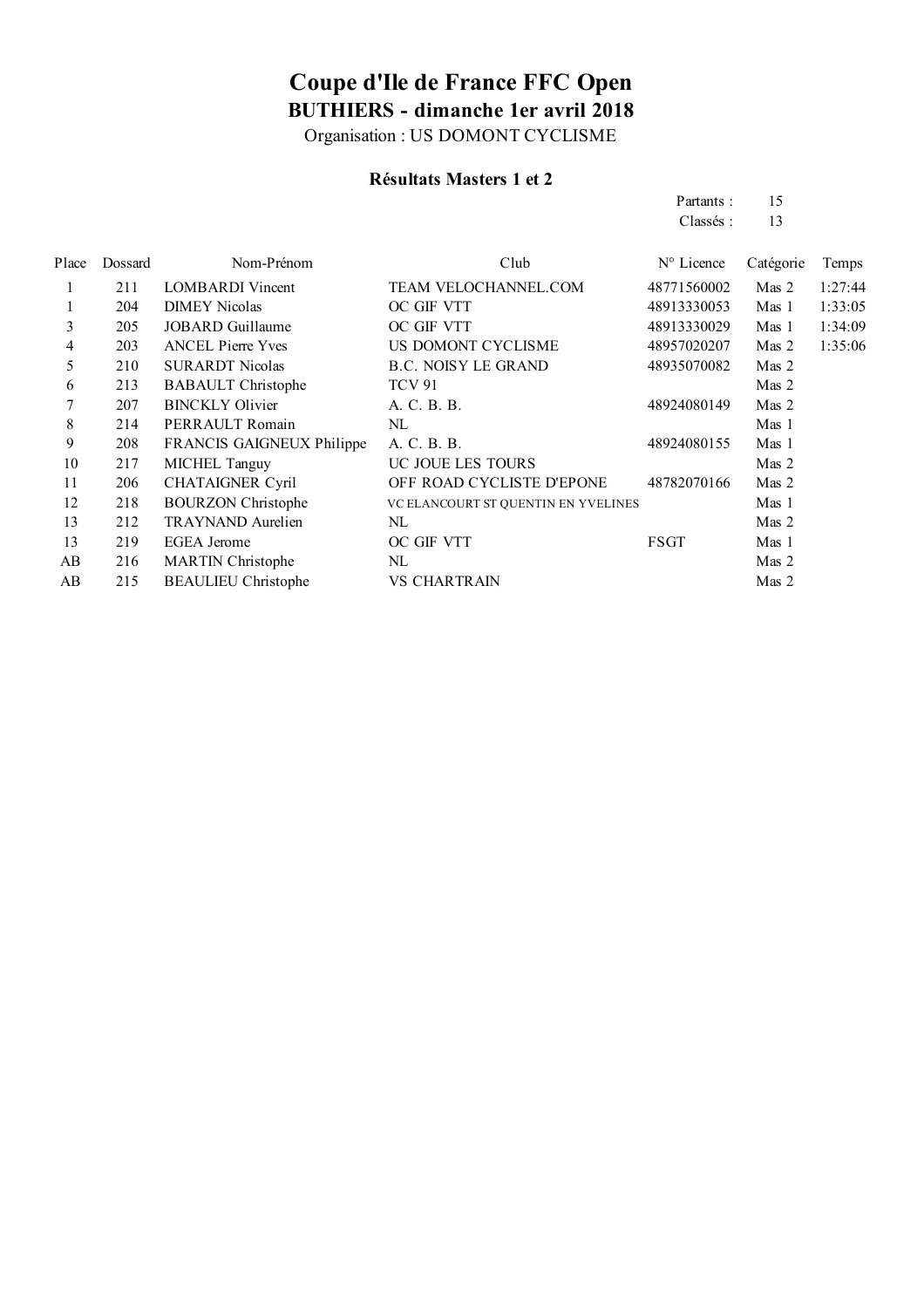# Coupe d'Ile de France FFC Open

## BUTHIERS - dimanche 1er avril 2018

Organisation : US DOMONT CYCLISME

### Résultats Masters 1 et 2

Partants : 15
Classés : 13

| Place | Dossard | Nom-Prénom | Club | N° Licence | Catégorie | Temps |
|---|---|---|---|---|---|---|
| 1 | 211 | LOMBARDI Vincent | TEAM VELOCHANNEL.COM | 48771560002 | Mas 2 | 1:27:44 |
| 1 | 204 | DIMEY Nicolas | OC GIF VTT | 48913330053 | Mas 1 | 1:33:05 |
| 3 | 205 | JOBARD Guillaume | OC GIF VTT | 48913330029 | Mas 1 | 1:34:09 |
| 4 | 203 | ANCEL Pierre Yves | US DOMONT CYCLISME | 48957020207 | Mas 2 | 1:35:06 |
| 5 | 210 | SURARDT Nicolas | B.C. NOISY LE GRAND | 48935070082 | Mas 2 | |
| 6 | 213 | BABAULT Christophe | TCV 91 | | Mas 2 | |
| 7 | 207 | BINCKLY Olivier | A. C. B. B. | 48924080149 | Mas 2 | |
| 8 | 214 | PERRAULT Romain | NL | | Mas 1 | |
| 9 | 208 | FRANCIS GAIGNEUX Philippe | A. C. B. B. | 48924080155 | Mas 1 | |
| 10 | 217 | MICHEL Tanguy | UC JOUE LES TOURS | | Mas 2 | |
| 11 | 206 | CHATAIGNER Cyril | OFF ROAD CYCLISTE D'EPONE | 48782070166 | Mas 2 | |
| 12 | 218 | BOURZON Christophe | VC ELANCOURT ST QUENTIN EN YVELINES | | Mas 1 | |
| 13 | 212 | TRAYNAND Aurelien | NL | | Mas 2 | |
| 13 | 219 | EGEA Jerome | OC GIF VTT | FSGT | Mas 1 | |
| AB | 216 | MARTIN Christophe | NL | | Mas 2 | |
| AB | 215 | BEAULIEU Christophe | VS CHARTRAIN | | Mas 2 | |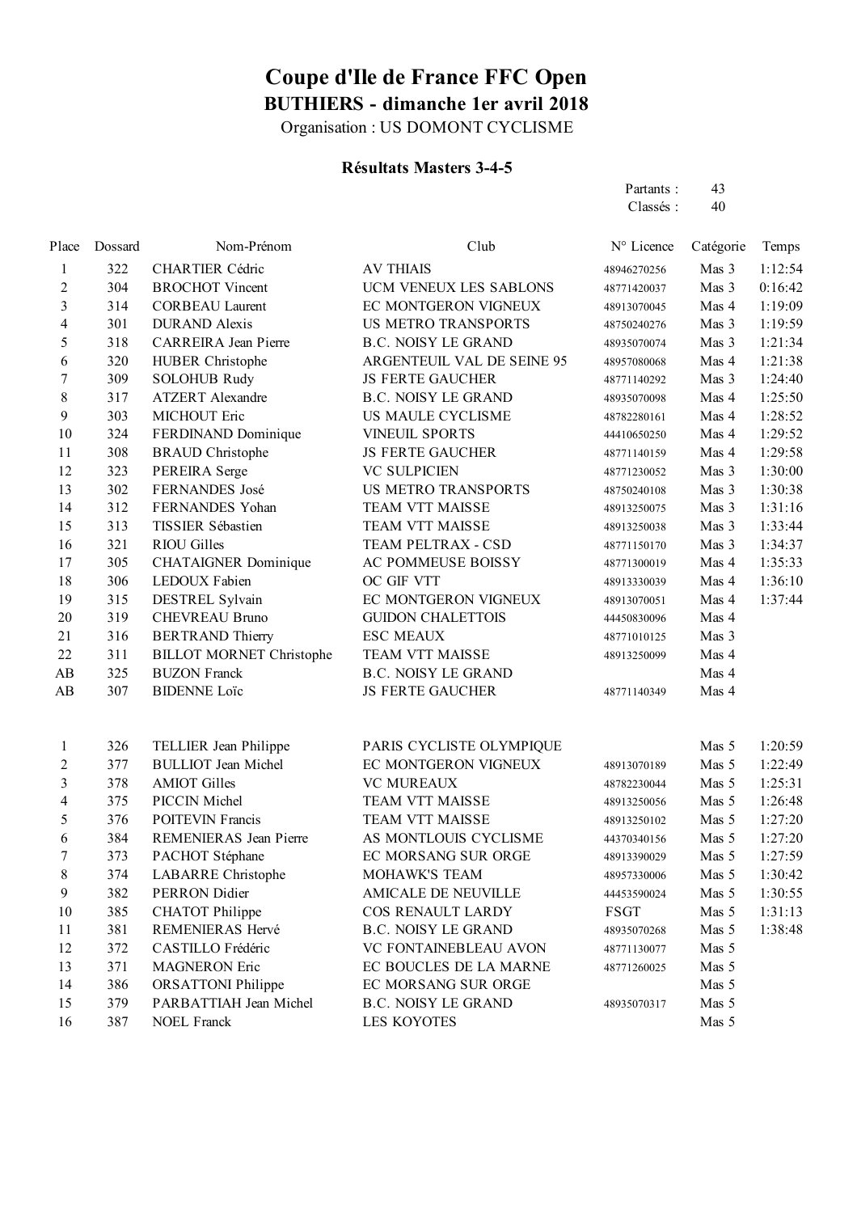# Coupe d'Ile de France FFC Open

## BUTHIERS - dimanche 1er avril 2018

Organisation : US DOMONT CYCLISME

### Résultats Masters 3-4-5

Partants : 43
Classés : 40

| Place | Dossard | Nom-Prénom | Club | N° Licence | Catégorie | Temps |
|---|---|---|---|---|---|---|
| 1 | 322 | CHARTIER Cédric | AV THIAIS | 48946270256 | Mas 3 | 1:12:54 |
| 2 | 304 | BROCHOT Vincent | UCM VENEUX LES SABLONS | 48771420037 | Mas 3 | 0:16:42 |
| 3 | 314 | CORBEAU Laurent | EC MONTGERON VIGNEUX | 48913070045 | Mas 4 | 1:19:09 |
| 4 | 301 | DURAND Alexis | US METRO TRANSPORTS | 48750240276 | Mas 3 | 1:19:59 |
| 5 | 318 | CARREIRA Jean Pierre | B.C. NOISY LE GRAND | 48935070074 | Mas 3 | 1:21:34 |
| 6 | 320 | HUBER Christophe | ARGENTEUIL VAL DE SEINE 95 | 48957080068 | Mas 4 | 1:21:38 |
| 7 | 309 | SOLOHUB Rudy | JS FERTE GAUCHER | 48771140292 | Mas 3 | 1:24:40 |
| 8 | 317 | ATZERT Alexandre | B.C. NOISY LE GRAND | 48935070098 | Mas 4 | 1:25:50 |
| 9 | 303 | MICHOUT Eric | US MAULE CYCLISME | 48782280161 | Mas 4 | 1:28:52 |
| 10 | 324 | FERDINAND Dominique | VINEUIL SPORTS | 44410650250 | Mas 4 | 1:29:52 |
| 11 | 308 | BRAUD Christophe | JS FERTE GAUCHER | 48771140159 | Mas 4 | 1:29:58 |
| 12 | 323 | PEREIRA Serge | VC SULPICIEN | 48771230052 | Mas 3 | 1:30:00 |
| 13 | 302 | FERNANDES José | US METRO TRANSPORTS | 48750240108 | Mas 3 | 1:30:38 |
| 14 | 312 | FERNANDES Yohan | TEAM VTT MAISSE | 48913250075 | Mas 3 | 1:31:16 |
| 15 | 313 | TISSIER Sébastien | TEAM VTT MAISSE | 48913250038 | Mas 3 | 1:33:44 |
| 16 | 321 | RIOU Gilles | TEAM PELTRAX - CSD | 48771150170 | Mas 3 | 1:34:37 |
| 17 | 305 | CHATAIGNER Dominique | AC POMMEUSE BOISSY | 48771300019 | Mas 4 | 1:35:33 |
| 18 | 306 | LEDOUX Fabien | OC GIF VTT | 48913330039 | Mas 4 | 1:36:10 |
| 19 | 315 | DESTREL Sylvain | EC MONTGERON VIGNEUX | 48913070051 | Mas 4 | 1:37:44 |
| 20 | 319 | CHEVREAU Bruno | GUIDON CHALETTOIS | 44450830096 | Mas 4 | |
| 21 | 316 | BERTRAND Thierry | ESC MEAUX | 48771010125 | Mas 3 | |
| 22 | 311 | BILLOT MORNET Christophe | TEAM VTT MAISSE | 48913250099 | Mas 4 | |
| AB | 325 | BUZON Franck | B.C. NOISY LE GRAND | | Mas 4 | |
| AB | 307 | BIDENNE Loïc | JS FERTE GAUCHER | 48771140349 | Mas 4 | |

| Place | Dossard | Nom-Prénom | Club | N° Licence | Catégorie | Temps |
|---|---|---|---|---|---|---|
| 1 | 326 | TELLIER Jean Philippe | PARIS CYCLISTE OLYMPIQUE | | Mas 5 | 1:20:59 |
| 2 | 377 | BULLIOT Jean Michel | EC MONTGERON VIGNEUX | 48913070189 | Mas 5 | 1:22:49 |
| 3 | 378 | AMIOT Gilles | VC MUREAUX | 48782230044 | Mas 5 | 1:25:31 |
| 4 | 375 | PICCIN Michel | TEAM VTT MAISSE | 48913250056 | Mas 5 | 1:26:48 |
| 5 | 376 | POITEVIN Francis | TEAM VTT MAISSE | 48913250102 | Mas 5 | 1:27:20 |
| 6 | 384 | REMENIERAS Jean Pierre | AS MONTLOUIS CYCLISME | 44370340156 | Mas 5 | 1:27:20 |
| 7 | 373 | PACHOT Stéphane | EC MORSANG SUR ORGE | 48913390029 | Mas 5 | 1:27:59 |
| 8 | 374 | LABARRE Christophe | MOHAWK'S TEAM | 48957330006 | Mas 5 | 1:30:42 |
| 9 | 382 | PERRON Didier | AMICALE DE NEUVILLE | 44453590024 | Mas 5 | 1:30:55 |
| 10 | 385 | CHATOT Philippe | COS RENAULT LARDY | FSGT | Mas 5 | 1:31:13 |
| 11 | 381 | REMENIERAS Hervé | B.C. NOISY LE GRAND | 48935070268 | Mas 5 | 1:38:48 |
| 12 | 372 | CASTILLO Frédéric | VC FONTAINEBLEAU AVON | 48771130077 | Mas 5 | |
| 13 | 371 | MAGNERON Eric | EC BOUCLES DE LA MARNE | 48771260025 | Mas 5 | |
| 14 | 386 | ORSATTONI Philippe | EC MORSANG SUR ORGE | | Mas 5 | |
| 15 | 379 | PARBATTIAH Jean Michel | B.C. NOISY LE GRAND | 48935070317 | Mas 5 | |
| 16 | 387 | NOEL Franck | LES KOYOTES | | Mas 5 | |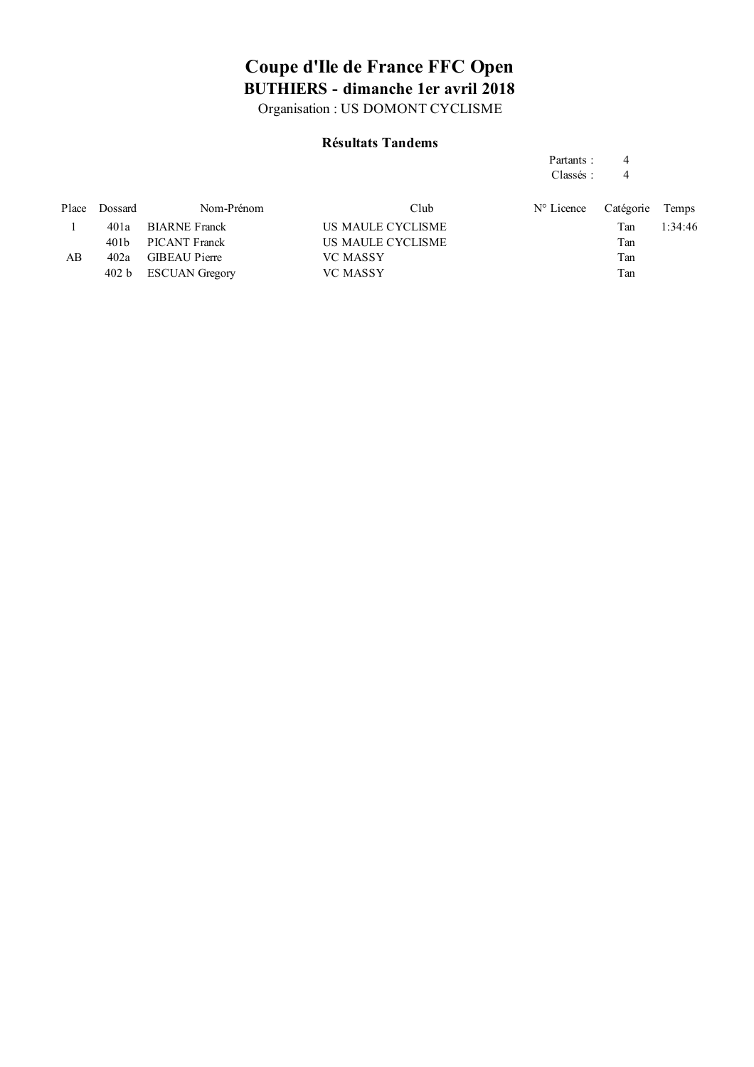# Coupe d'Ile de France FFC Open

## BUTHIERS - dimanche 1er avril 2018

Organisation : US DOMONT CYCLISME

### Résultats Tandems

Partants : 4
Classés : 4

| Place | Dossard | Nom-Prénom | Club | N° Licence | Catégorie | Temps |
|---|---|---|---|---|---|---|
| 1 | 401a | BIARNE Franck | US MAULE CYCLISME | | Tan | 1:34:46 |
| | 401b | PICANT Franck | US MAULE CYCLISME | | Tan | |
| AB | 402a | GIBEAU Pierre | VC MASSY | | Tan | |
| | 402 b | ESCUAN Gregory | VC MASSY | | Tan | |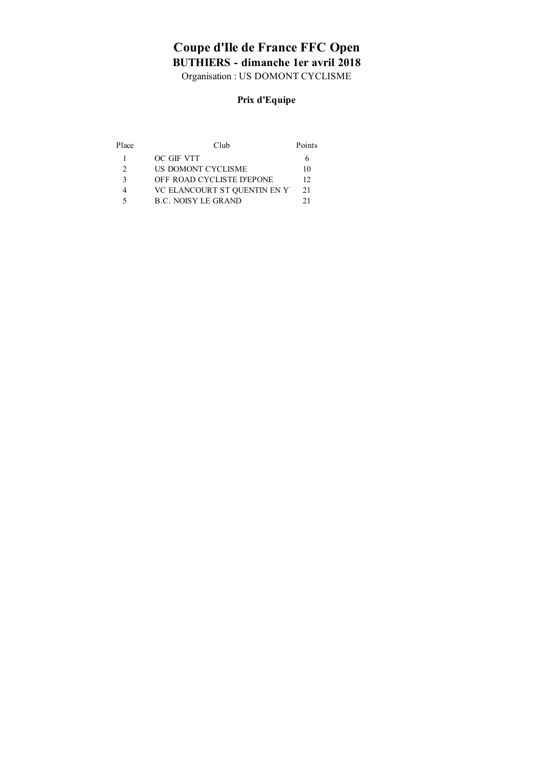# Coupe d'Ile de France FFC Open

## BUTHIERS - dimanche 1er avril 2018

Organisation : US DOMONT CYCLISME

### Prix d'Equipe

| Place | Club | Points |
|---|---|---|
| 1 | OC GIF VTT | 6 |
| 2 | US DOMONT CYCLISME | 10 |
| 3 | OFF ROAD CYCLISTE D'EPONE | 12 |
| 4 | VC ELANCOURT ST QUENTIN EN Y | 21 |
| 5 | B.C. NOISY LE GRAND | 21 |